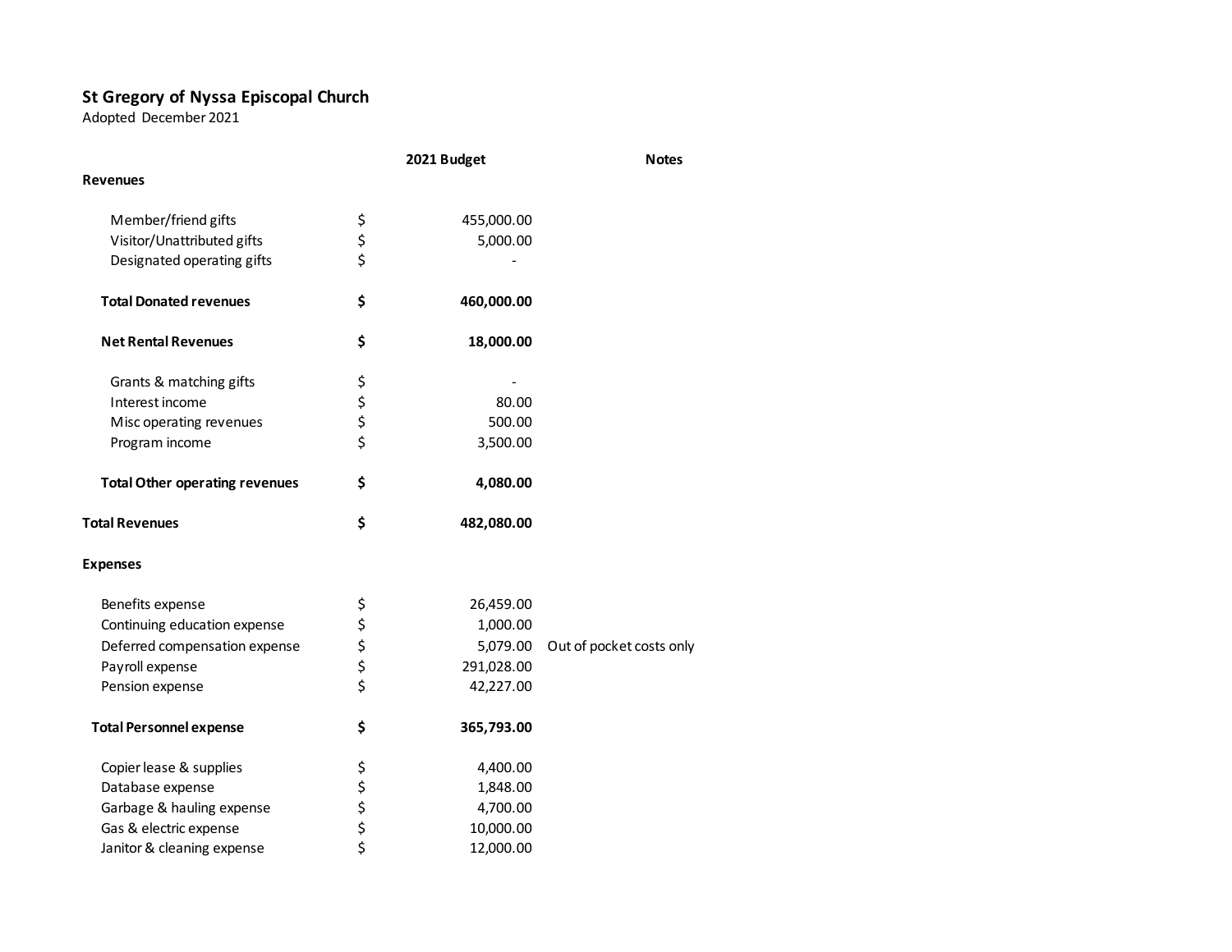**St Gregory of Nyssa Episcopal Church**

Adopted December 2021

| | | 2021 Budget | Notes |
|---|---|---|---|
| **Revenues** | | | |
| Member/friend gifts | $ | 455,000.00 | |
| Visitor/Unattributed gifts | $ | 5,000.00 | |
| Designated operating gifts | $ | - | |
| **Total Donated revenues** | **$** | **460,000.00** | |
| **Net Rental Revenues** | **$** | **18,000.00** | |
| Grants & matching gifts | $ | - | |
| Interest income | $ | 80.00 | |
| Misc operating revenues | $ | 500.00 | |
| Program income | $ | 3,500.00 | |
| **Total Other operating revenues** | **$** | **4,080.00** | |
| **Total Revenues** | **$** | **482,080.00** | |
| **Expenses** | | | |
| Benefits expense | $ | 26,459.00 | |
| Continuing education expense | $ | 1,000.00 | |
| Deferred compensation expense | $ | 5,079.00 | Out of pocket costs only |
| Payroll expense | $ | 291,028.00 | |
| Pension expense | $ | 42,227.00 | |
| **Total Personnel expense** | **$** | **365,793.00** | |
| Copier lease & supplies | $ | 4,400.00 | |
| Database expense | $ | 1,848.00 | |
| Garbage & hauling expense | $ | 4,700.00 | |
| Gas & electric expense | $ | 10,000.00 | |
| Janitor & cleaning expense | $ | 12,000.00 | |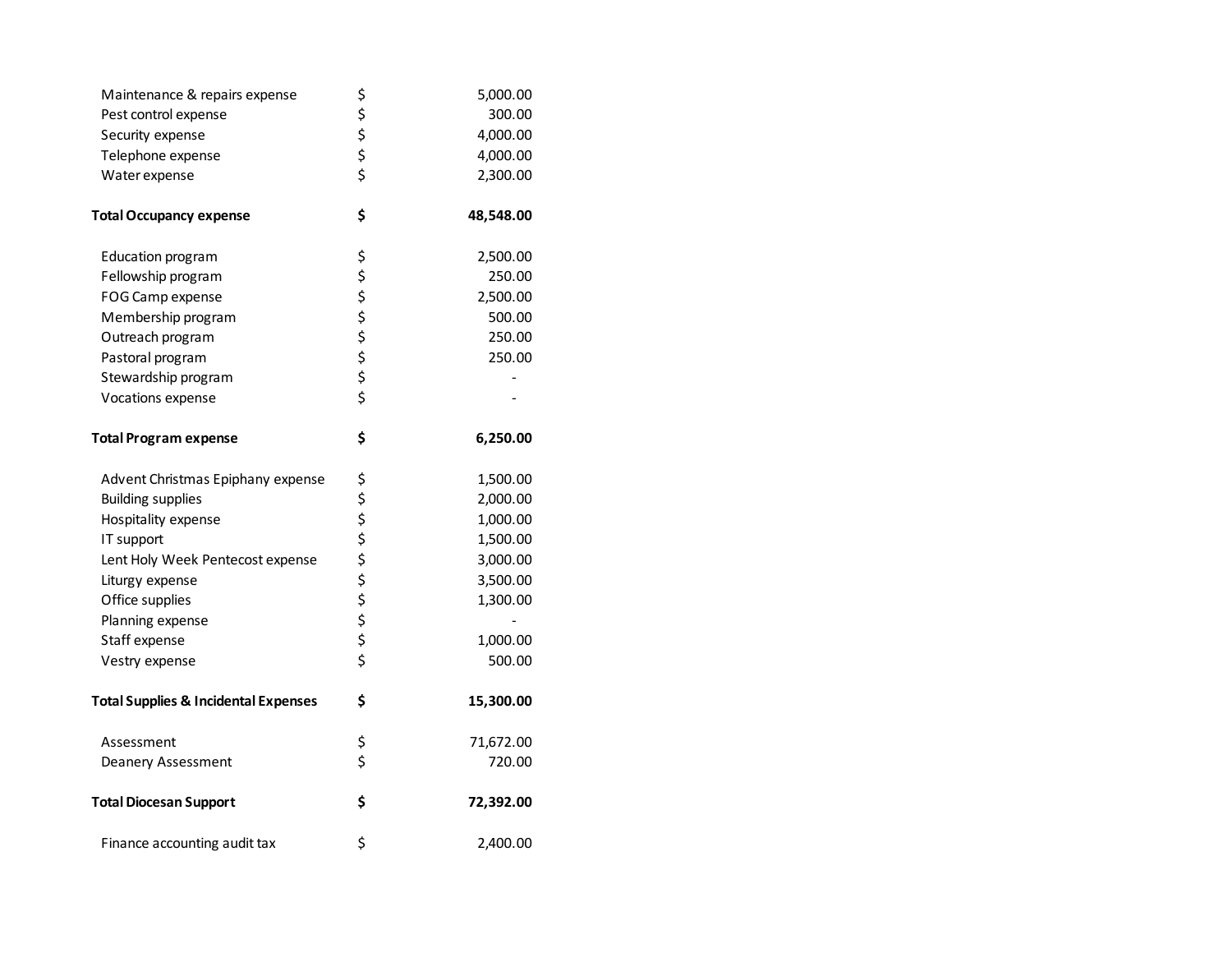| | | |
|---|---|---|
| Maintenance & repairs expense | $ | 5,000.00 |
| Pest control expense | $ | 300.00 |
| Security expense | $ | 4,000.00 |
| Telephone expense | $ | 4,000.00 |
| Water expense | $ | 2,300.00 |
| | | |
| **Total Occupancy expense** | **$** | **48,548.00** |
| | | |
| Education program | $ | 2,500.00 |
| Fellowship program | $ | 250.00 |
| FOG Camp expense | $ | 2,500.00 |
| Membership program | $ | 500.00 |
| Outreach program | $ | 250.00 |
| Pastoral program | $ | 250.00 |
| Stewardship program | $ | - |
| Vocations expense | $ | - |
| | | |
| **Total Program expense** | **$** | **6,250.00** |
| | | |
| Advent Christmas Epiphany expense | $ | 1,500.00 |
| Building supplies | $ | 2,000.00 |
| Hospitality expense | $ | 1,000.00 |
| IT support | $ | 1,500.00 |
| Lent Holy Week Pentecost expense | $ | 3,000.00 |
| Liturgy expense | $ | 3,500.00 |
| Office supplies | $ | 1,300.00 |
| Planning expense | $ | - |
| Staff expense | $ | 1,000.00 |
| Vestry expense | $ | 500.00 |
| | | |
| **Total Supplies & Incidental Expenses** | **$** | **15,300.00** |
| | | |
| Assessment | $ | 71,672.00 |
| Deanery Assessment | $ | 720.00 |
| | | |
| **Total Diocesan Support** | **$** | **72,392.00** |
| | | |
| Finance accounting audit tax | $ | 2,400.00 |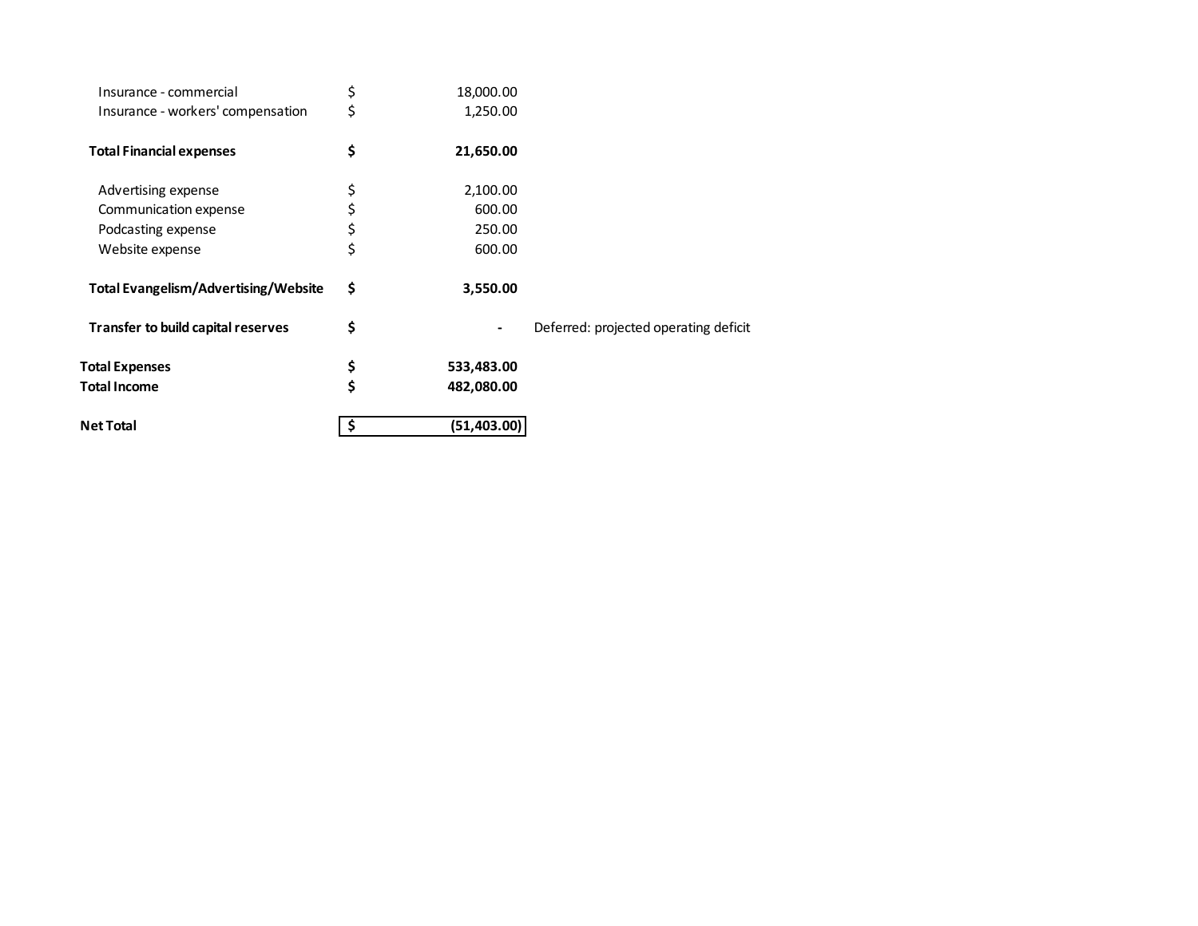| | | | |
|---|---|---|---|
| Insurance - commercial | $ | 18,000.00 | |
| Insurance - workers' compensation | $ | 1,250.00 | |
| | | | |
| **Total Financial expenses** | **$** | **21,650.00** | |
| | | | |
| Advertising expense | $ | 2,100.00 | |
| Communication expense | $ | 600.00 | |
| Podcasting expense | $ | 250.00 | |
| Website expense | $ | 600.00 | |
| | | | |
| **Total Evangelism/Advertising/Website** | **$** | **3,550.00** | |
| | | | |
| **Transfer to build capital reserves** | **$** | **-** | Deferred: projected operating deficit |
| | | | |
| **Total Expenses** | **$** | **533,483.00** | |
| **Total Income** | **$** | **482,080.00** | |
| | | | |
| **Net Total** | **$** | **(51,403.00)** | |